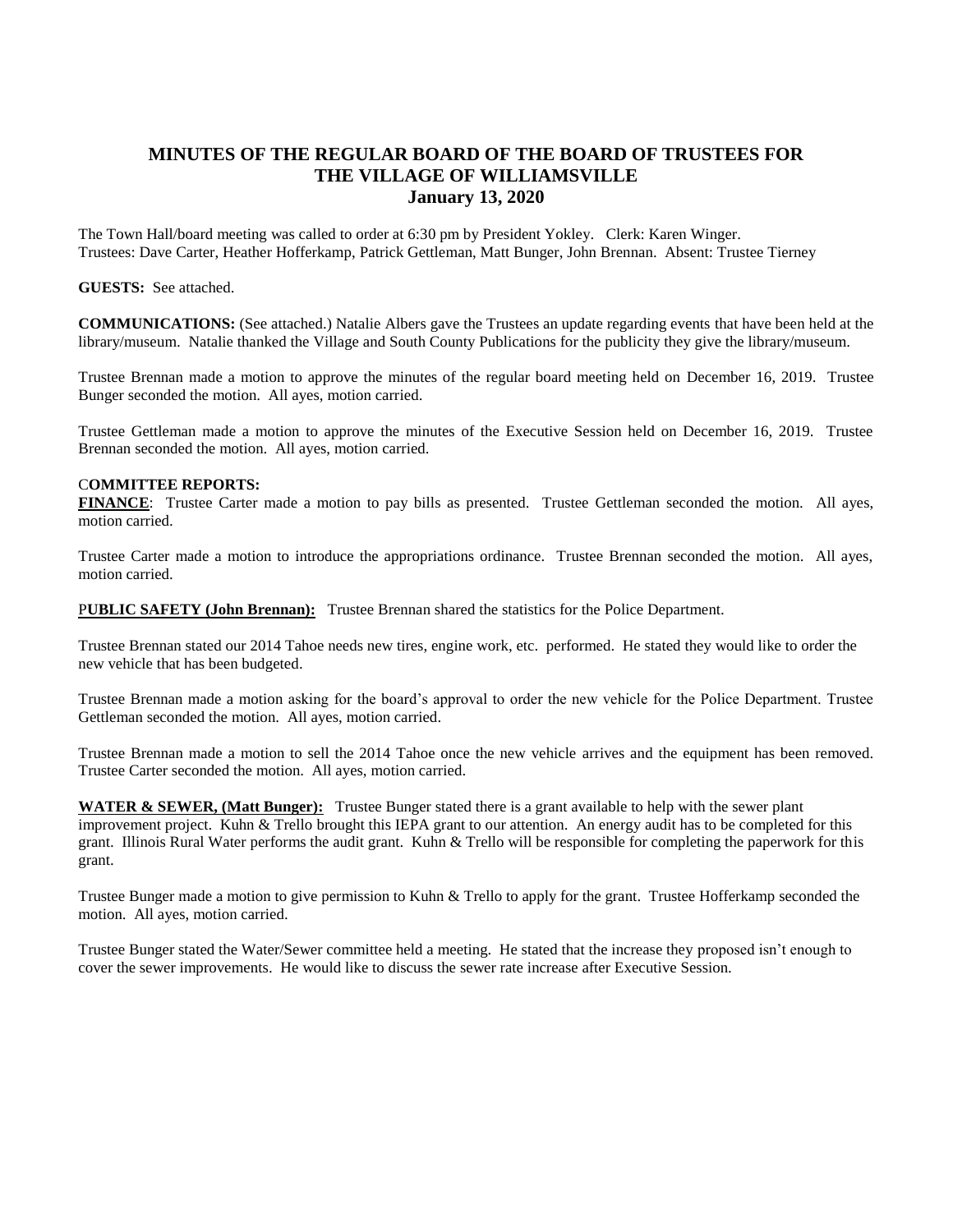# MINUTES OF THE REGULAR BOARD OF THE BOARD OF TRUSTEES FOR THE VILLAGE OF WILLIAMSVILLE
## January 13, 2020

The Town Hall/board meeting was called to order at 6:30 pm by President Yokley. Clerk: Karen Winger.
Trustees: Dave Carter, Heather Hofferkamp, Patrick Gettleman, Matt Bunger, John Brennan. Absent: Trustee Tierney

**GUESTS:** See attached.

**COMMUNICATIONS:** (See attached.) Natalie Albers gave the Trustees an update regarding events that have been held at the library/museum. Natalie thanked the Village and South County Publications for the publicity they give the library/museum.

Trustee Brennan made a motion to approve the minutes of the regular board meeting held on December 16, 2019. Trustee Bunger seconded the motion. All ayes, motion carried.

Trustee Gettleman made a motion to approve the minutes of the Executive Session held on December 16, 2019. Trustee Brennan seconded the motion. All ayes, motion carried.

**COMMITTEE REPORTS:**

**FINANCE**: Trustee Carter made a motion to pay bills as presented. Trustee Gettleman seconded the motion. All ayes, motion carried.

Trustee Carter made a motion to introduce the appropriations ordinance. Trustee Brennan seconded the motion. All ayes, motion carried.

**PUBLIC SAFETY (John Brennan):** Trustee Brennan shared the statistics for the Police Department.

Trustee Brennan stated our 2014 Tahoe needs new tires, engine work, etc. performed. He stated they would like to order the new vehicle that has been budgeted.

Trustee Brennan made a motion asking for the board's approval to order the new vehicle for the Police Department. Trustee Gettleman seconded the motion. All ayes, motion carried.

Trustee Brennan made a motion to sell the 2014 Tahoe once the new vehicle arrives and the equipment has been removed. Trustee Carter seconded the motion. All ayes, motion carried.

**WATER & SEWER, (Matt Bunger):** Trustee Bunger stated there is a grant available to help with the sewer plant improvement project. Kuhn & Trello brought this IEPA grant to our attention. An energy audit has to be completed for this grant. Illinois Rural Water performs the audit grant. Kuhn & Trello will be responsible for completing the paperwork for this grant.

Trustee Bunger made a motion to give permission to Kuhn & Trello to apply for the grant. Trustee Hofferkamp seconded the motion. All ayes, motion carried.

Trustee Bunger stated the Water/Sewer committee held a meeting. He stated that the increase they proposed isn't enough to cover the sewer improvements. He would like to discuss the sewer rate increase after Executive Session.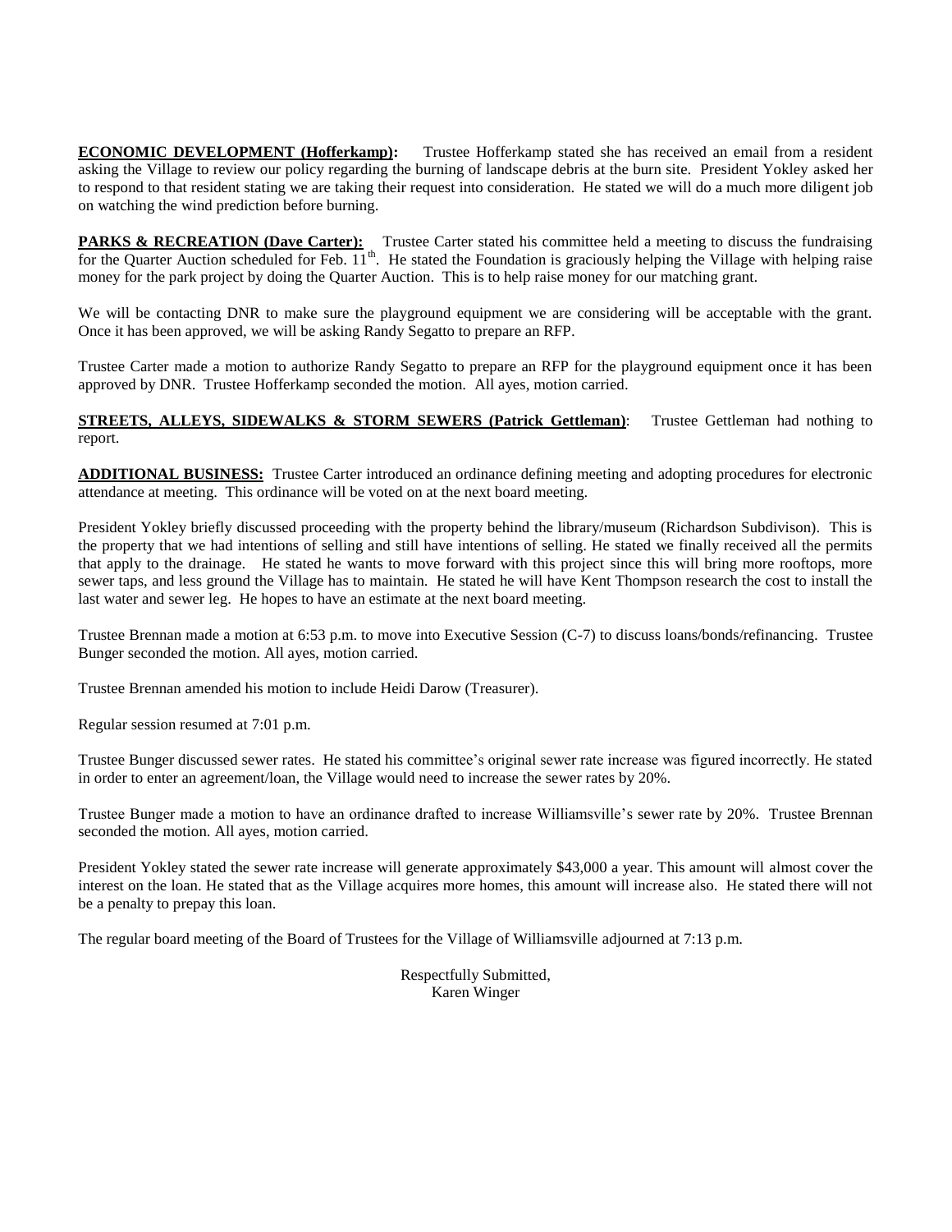**ECONOMIC DEVELOPMENT (Hofferkamp):** Trustee Hofferkamp stated she has received an email from a resident asking the Village to review our policy regarding the burning of landscape debris at the burn site. President Yokley asked her to respond to that resident stating we are taking their request into consideration. He stated we will do a much more diligent job on watching the wind prediction before burning.

**PARKS & RECREATION (Dave Carter):** Trustee Carter stated his committee held a meeting to discuss the fundraising for the Quarter Auction scheduled for Feb. 11th. He stated the Foundation is graciously helping the Village with helping raise money for the park project by doing the Quarter Auction. This is to help raise money for our matching grant.

We will be contacting DNR to make sure the playground equipment we are considering will be acceptable with the grant. Once it has been approved, we will be asking Randy Segatto to prepare an RFP.

Trustee Carter made a motion to authorize Randy Segatto to prepare an RFP for the playground equipment once it has been approved by DNR. Trustee Hofferkamp seconded the motion. All ayes, motion carried.

**STREETS, ALLEYS, SIDEWALKS & STORM SEWERS (Patrick Gettleman)**: Trustee Gettleman had nothing to report.

**ADDITIONAL BUSINESS:** Trustee Carter introduced an ordinance defining meeting and adopting procedures for electronic attendance at meeting. This ordinance will be voted on at the next board meeting.

President Yokley briefly discussed proceeding with the property behind the library/museum (Richardson Subdivison). This is the property that we had intentions of selling and still have intentions of selling. He stated we finally received all the permits that apply to the drainage. He stated he wants to move forward with this project since this will bring more rooftops, more sewer taps, and less ground the Village has to maintain. He stated he will have Kent Thompson research the cost to install the last water and sewer leg. He hopes to have an estimate at the next board meeting.

Trustee Brennan made a motion at 6:53 p.m. to move into Executive Session (C-7) to discuss loans/bonds/refinancing. Trustee Bunger seconded the motion. All ayes, motion carried.

Trustee Brennan amended his motion to include Heidi Darow (Treasurer).

Regular session resumed at 7:01 p.m.

Trustee Bunger discussed sewer rates. He stated his committee's original sewer rate increase was figured incorrectly. He stated in order to enter an agreement/loan, the Village would need to increase the sewer rates by 20%.

Trustee Bunger made a motion to have an ordinance drafted to increase Williamsville's sewer rate by 20%. Trustee Brennan seconded the motion. All ayes, motion carried.

President Yokley stated the sewer rate increase will generate approximately $43,000 a year. This amount will almost cover the interest on the loan. He stated that as the Village acquires more homes, this amount will increase also. He stated there will not be a penalty to prepay this loan.

The regular board meeting of the Board of Trustees for the Village of Williamsville adjourned at 7:13 p.m.

Respectfully Submitted,
Karen Winger